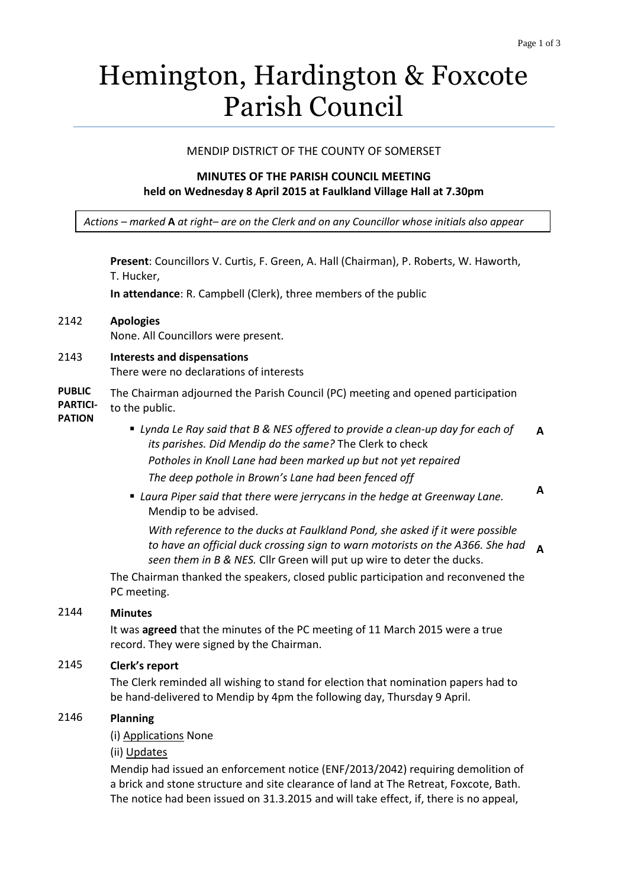// Hemington, Hardington & Foxcote Parish Council

MENDIP DISTRICT OF THE COUNTY OF SOMERSET

**MINUTES OF THE PARISH COUNCIL MEETING**
**held on Wednesday 8 April 2015 at Faulkland Village Hall at 7.30pm**

*Actions – marked* **A** *at right– are on the Clerk and on any Councillor whose initials also appear*

**Present**: Councillors V. Curtis, F. Green, A. Hall (Chairman), P. Roberts, W. Haworth, T. Hucker,

**In attendance**: R. Campbell (Clerk), three members of the public

**2142 Apologies**

None. All Councillors were present.

**2143 Interests and dispensations**

There were no declarations of interests

**PUBLIC PARTICIPATION**

The Chairman adjourned the Parish Council (PC) meeting and opened participation to the public.

- *Lynda Le Ray said that B & NES offered to provide a clean-up day for each of its parishes. Did Mendip do the same?* The Clerk to check **A**

  *Potholes in Knoll Lane had been marked up but not yet repaired*

  *The deep pothole in Brown's Lane had been fenced off*

- *Laura Piper said that there were jerrycans in the hedge at Greenway Lane.* Mendip to be advised. **A**

  *With reference to the ducks at Faulkland Pond, she asked if it were possible to have an official duck crossing sign to warn motorists on the A366. She had seen them in B & NES.* Cllr Green will put up wire to deter the ducks. **A**

The Chairman thanked the speakers, closed public participation and reconvened the PC meeting.

**2144 Minutes**

It was **agreed** that the minutes of the PC meeting of 11 March 2015 were a true record. They were signed by the Chairman.

**2145 Clerk's report**

The Clerk reminded all wishing to stand for election that nomination papers had to be hand-delivered to Mendip by 4pm the following day, Thursday 9 April.

**2146 Planning**

(i) Applications None

(ii) Updates

Mendip had issued an enforcement notice (ENF/2013/2042) requiring demolition of a brick and stone structure and site clearance of land at The Retreat, Foxcote, Bath. The notice had been issued on 31.3.2015 and will take effect, if, there is no appeal,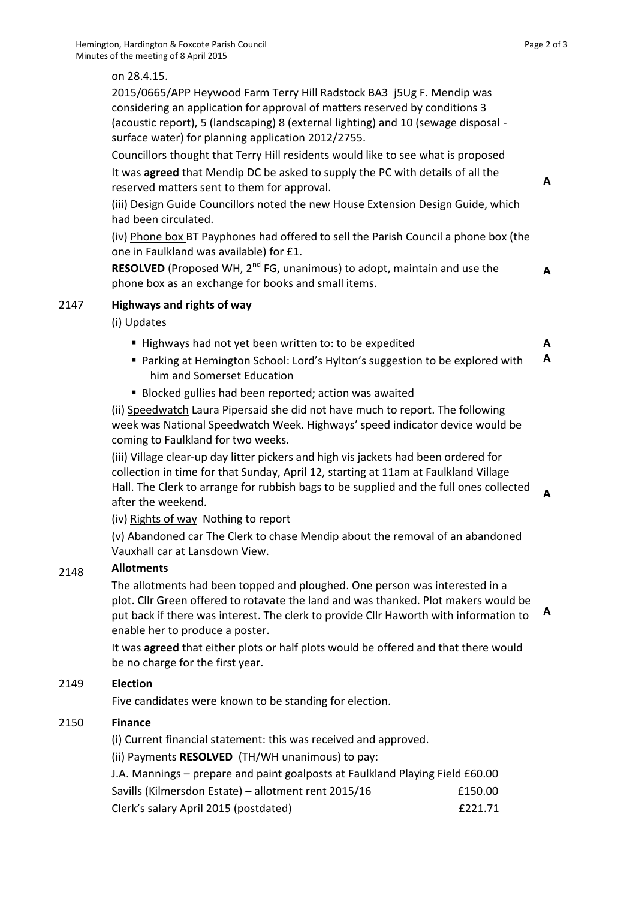on 28.4.15.

2015/0665/APP Heywood Farm Terry Hill Radstock BA3 j5Ug F. Mendip was considering an application for approval of matters reserved by conditions 3 (acoustic report), 5 (landscaping) 8 (external lighting) and 10 (sewage disposal - surface water) for planning application 2012/2755.

Councillors thought that Terry Hill residents would like to see what is proposed

It was **agreed** that Mendip DC be asked to supply the PC with details of all the reserved matters sent to them for approval. **A**

(iii) Design Guide Councillors noted the new House Extension Design Guide, which had been circulated.

(iv) Phone box BT Payphones had offered to sell the Parish Council a phone box (the one in Faulkland was available) for £1.

**RESOLVED** (Proposed WH, 2nd FG, unanimous) to adopt, maintain and use the phone box as an exchange for books and small items. **A**

## 2147 Highways and rights of way

(i) Updates

- Highways had not yet been written to: to be expedited **A**
- Parking at Hemington School: Lord's Hylton's suggestion to be explored with him and Somerset Education **A**
- Blocked gullies had been reported; action was awaited

(ii) Speedwatch Laura Pipersaid she did not have much to report. The following week was National Speedwatch Week. Highways' speed indicator device would be coming to Faulkland for two weeks.

(iii) Village clear-up day litter pickers and high vis jackets had been ordered for collection in time for that Sunday, April 12, starting at 11am at Faulkland Village Hall. The Clerk to arrange for rubbish bags to be supplied and the full ones collected after the weekend. **A**

(iv) Rights of way Nothing to report

(v) Abandoned car The Clerk to chase Mendip about the removal of an abandoned Vauxhall car at Lansdown View.

## 2148 Allotments

The allotments had been topped and ploughed. One person was interested in a plot. Cllr Green offered to rotavate the land and was thanked. Plot makers would be put back if there was interest. The clerk to provide Cllr Haworth with information to enable her to produce a poster. **A**

It was **agreed** that either plots or half plots would be offered and that there would be no charge for the first year.

## 2149 Election

Five candidates were known to be standing for election.

## 2150 Finance

(i) Current financial statement: this was received and approved.

(ii) Payments **RESOLVED** (TH/WH unanimous) to pay:

| | |
|---|---|
| J.A. Mannings – prepare and paint goalposts at Faulkland Playing Field | £60.00 |
| Savills (Kilmersdon Estate) – allotment rent 2015/16 | £150.00 |
| Clerk's salary April 2015 (postdated) | £221.71 |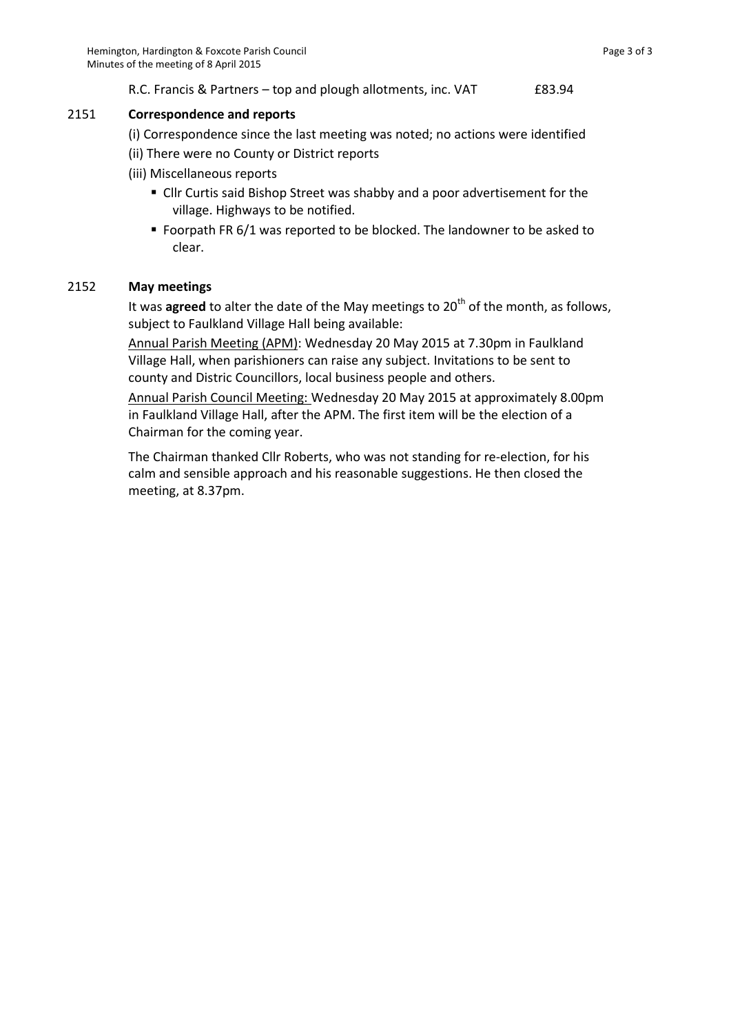R.C. Francis & Partners – top and plough allotments, inc. VAT £83.94

2151 **Correspondence and reports**

(i) Correspondence since the last meeting was noted; no actions were identified

(ii) There were no County or District reports

(iii) Miscellaneous reports

- Cllr Curtis said Bishop Street was shabby and a poor advertisement for the village. Highways to be notified.
- Foorpath FR 6/1 was reported to be blocked. The landowner to be asked to clear.

2152 **May meetings**

It was **agreed** to alter the date of the May meetings to 20th of the month, as follows, subject to Faulkland Village Hall being available:

Annual Parish Meeting (APM): Wednesday 20 May 2015 at 7.30pm in Faulkland Village Hall, when parishioners can raise any subject. Invitations to be sent to county and Distric Councillors, local business people and others.

Annual Parish Council Meeting: Wednesday 20 May 2015 at approximately 8.00pm in Faulkland Village Hall, after the APM. The first item will be the election of a Chairman for the coming year.

The Chairman thanked Cllr Roberts, who was not standing for re-election, for his calm and sensible approach and his reasonable suggestions. He then closed the meeting, at 8.37pm.